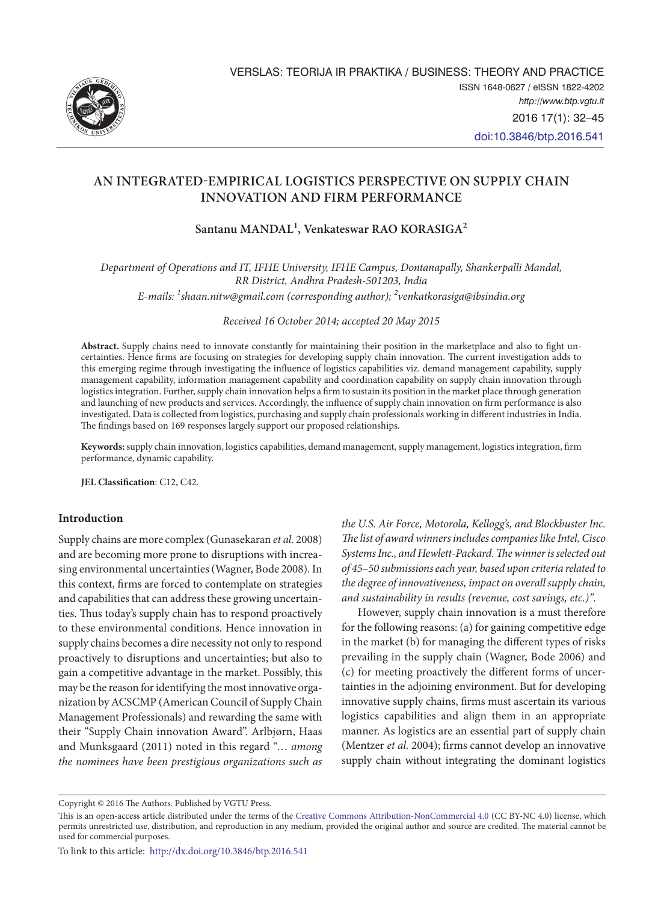# AN INTEGRATED-EMPIRICAL LOGISTICS PERSPECTIVE ON SUPPLY CHAIN INNOVATION AND FIRM PERFORMANCE

**Santanu MANDAL[1], Venkateswar RAO KORASIGA[2]**

*Department of Operations and IT, IFHE University, IFHE Campus, Dontanapally, Shankerpalli Mandal, RR District, Andhra Pradesh-501203, India*
*E-mails: [1]shaan.nitw@gmail.com (corresponding author); [2]venkatkorasiga@ibsindia.org*

*Received 16 October 2014; accepted 20 May 2015*

**Abstract.** Supply chains need to innovate constantly for maintaining their position in the marketplace and also to fight uncertainties. Hence firms are focusing on strategies for developing supply chain innovation. The current investigation adds to this emerging regime through investigating the influence of logistics capabilities viz. demand management capability, supply management capability, information management capability and coordination capability on supply chain innovation through logistics integration. Further, supply chain innovation helps a firm to sustain its position in the market place through generation and launching of new products and services. Accordingly, the influence of supply chain innovation on firm performance is also investigated. Data is collected from logistics, purchasing and supply chain professionals working in different industries in India. The findings based on 169 responses largely support our proposed relationships.

**Keywords:** supply chain innovation, logistics capabilities, demand management, supply management, logistics integration, firm performance, dynamic capability.

**JEL Classification**: C12, C42.

## Introduction

Supply chains are more complex (Gunasekaran *et al.* 2008) and are becoming more prone to disruptions with increasing environmental uncertainties (Wagner, Bode 2008). In this context, firms are forced to contemplate on strategies and capabilities that can address these growing uncertainties. Thus today's supply chain has to respond proactively to these environmental conditions. Hence innovation in supply chains becomes a dire necessity not only to respond proactively to disruptions and uncertainties; but also to gain a competitive advantage in the market. Possibly, this may be the reason for identifying the most innovative organization by ACSCMP (American Council of Supply Chain Management Professionals) and rewarding the same with their "Supply Chain innovation Award". Arlbjørn, Haas and Munksgaard (2011) noted in this regard "… *among the nominees have been prestigious organizations such as the U.S. Air Force, Motorola, Kellogg's, and Blockbuster Inc. The list of award winners includes companies like Intel, Cisco Systems Inc., and Hewlett-Packard. The winner is selected out of 45–50 submissions each year, based upon criteria related to the degree of innovativeness, impact on overall supply chain, and sustainability in results (revenue, cost savings, etc.)".*

However, supply chain innovation is a must therefore for the following reasons: (a) for gaining competitive edge in the market (b) for managing the different types of risks prevailing in the supply chain (Wagner, Bode 2006) and (c) for meeting proactively the different forms of uncertainties in the adjoining environment. But for developing innovative supply chains, firms must ascertain its various logistics capabilities and align them in an appropriate manner. As logistics are an essential part of supply chain (Mentzer *et al.* 2004); firms cannot develop an innovative supply chain without integrating the dominant logistics

Copyright © 2016 The Authors. Published by VGTU Press.

This is an open-access article distributed under the terms of the Creative Commons Attribution-NonCommercial 4.0 (CC BY-NC 4.0) license, which permits unrestricted use, distribution, and reproduction in any medium, provided the original author and source are credited. The material cannot be used for commercial purposes.

To link to this article: http://dx.doi.org/10.3846/btp.2016.541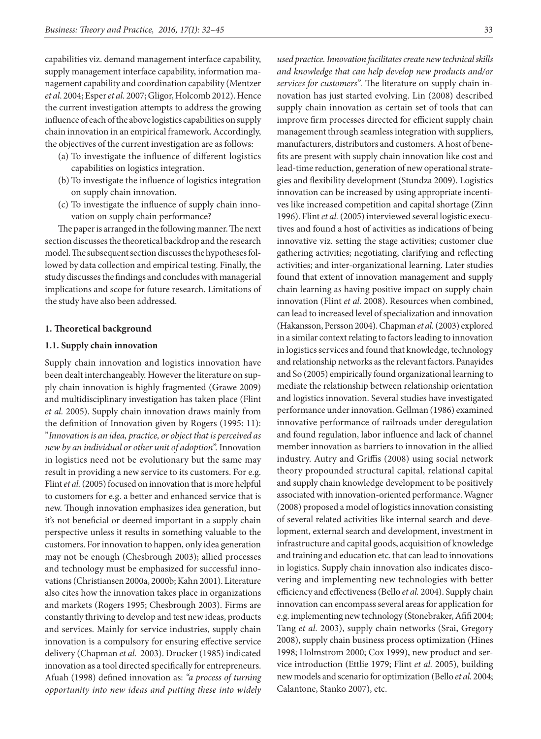capabilities viz. demand management interface capability, supply management interface capability, information management capability and coordination capability (Mentzer *et al*. 2004; Esper *et al.* 2007; Gligor, Holcomb 2012). Hence the current investigation attempts to address the growing influence of each of the above logistics capabilities on supply chain innovation in an empirical framework. Accordingly, the objectives of the current investigation are as follows:

(a) To investigate the influence of different logistics capabilities on logistics integration.
(b) To investigate the influence of logistics integration on supply chain innovation.
(c) To investigate the influence of supply chain innovation on supply chain performance?

The paper is arranged in the following manner. The next section discusses the theoretical backdrop and the research model. The subsequent section discusses the hypotheses followed by data collection and empirical testing. Finally, the study discusses the findings and concludes with managerial implications and scope for future research. Limitations of the study have also been addressed.

## 1. Theoretical background

### 1.1. Supply chain innovation

Supply chain innovation and logistics innovation have been dealt interchangeably. However the literature on supply chain innovation is highly fragmented (Grawe 2009) and multidisciplinary investigation has taken place (Flint *et al.* 2005). Supply chain innovation draws mainly from the definition of Innovation given by Rogers (1995: 11): "*Innovation is an idea, practice, or object that is perceived as new by an individual or other unit of adoption*". Innovation in logistics need not be evolutionary but the same may result in providing a new service to its customers. For e.g. Flint *et al.* (2005) focused on innovation that is more helpful to customers for e.g. a better and enhanced service that is new. Though innovation emphasizes idea generation, but it's not beneficial or deemed important in a supply chain perspective unless it results in something valuable to the customers. For innovation to happen, only idea generation may not be enough (Chesbrough 2003); allied processes and technology must be emphasized for successful innovations (Christiansen 2000a, 2000b; Kahn 2001). Literature also cites how the innovation takes place in organizations and markets (Rogers 1995; Chesbrough 2003). Firms are constantly thriving to develop and test new ideas, products and services. Mainly for service industries, supply chain innovation is a compulsory for ensuring effective service delivery (Chapman *et al.* 2003). Drucker (1985) indicated innovation as a tool directed specifically for entrepreneurs. Afuah (1998) defined innovation as: *"a process of turning opportunity into new ideas and putting these into widely used practice. Innovation facilitates create new technical skills and knowledge that can help develop new products and/or services for customers"*. The literature on supply chain innovation has just started evolving. Lin (2008) described supply chain innovation as certain set of tools that can improve firm processes directed for efficient supply chain management through seamless integration with suppliers, manufacturers, distributors and customers. A host of benefits are present with supply chain innovation like cost and lead-time reduction, generation of new operational strategies and flexibility development (Stundza 2009). Logistics innovation can be increased by using appropriate incentives like increased competition and capital shortage (Zinn 1996). Flint *et al.* (2005) interviewed several logistic executives and found a host of activities as indications of being innovative viz. setting the stage activities; customer clue gathering activities; negotiating, clarifying and reflecting activities; and inter-organizational learning. Later studies found that extent of innovation management and supply chain learning as having positive impact on supply chain innovation (Flint *et al.* 2008). Resources when combined, can lead to increased level of specialization and innovation (Hakansson, Persson 2004). Chapman *et al.* (2003) explored in a similar context relating to factors leading to innovation in logistics services and found that knowledge, technology and relationship networks as the relevant factors. Panayides and So (2005) empirically found organizational learning to mediate the relationship between relationship orientation and logistics innovation. Several studies have investigated performance under innovation. Gellman (1986) examined innovative performance of railroads under deregulation and found regulation, labor influence and lack of channel member innovation as barriers to innovation in the allied industry. Autry and Griffis (2008) using social network theory propounded structural capital, relational capital and supply chain knowledge development to be positively associated with innovation-oriented performance. Wagner (2008) proposed a model of logistics innovation consisting of several related activities like internal search and development, external search and development, investment in infrastructure and capital goods, acquisition of knowledge and training and education etc. that can lead to innovations in logistics. Supply chain innovation also indicates discovering and implementing new technologies with better efficiency and effectiveness (Bello *et al.* 2004). Supply chain innovation can encompass several areas for application for e.g. implementing new technology (Stonebraker, Afifi 2004; Tang *et al.* 2003), supply chain networks (Srai, Gregory 2008), supply chain business process optimization (Hines 1998; Holmstrom 2000; Cox 1999), new product and service introduction (Ettlie 1979; Flint *et al.* 2005), building new models and scenario for optimization (Bello *et al.* 2004; Calantone, Stanko 2007), etc.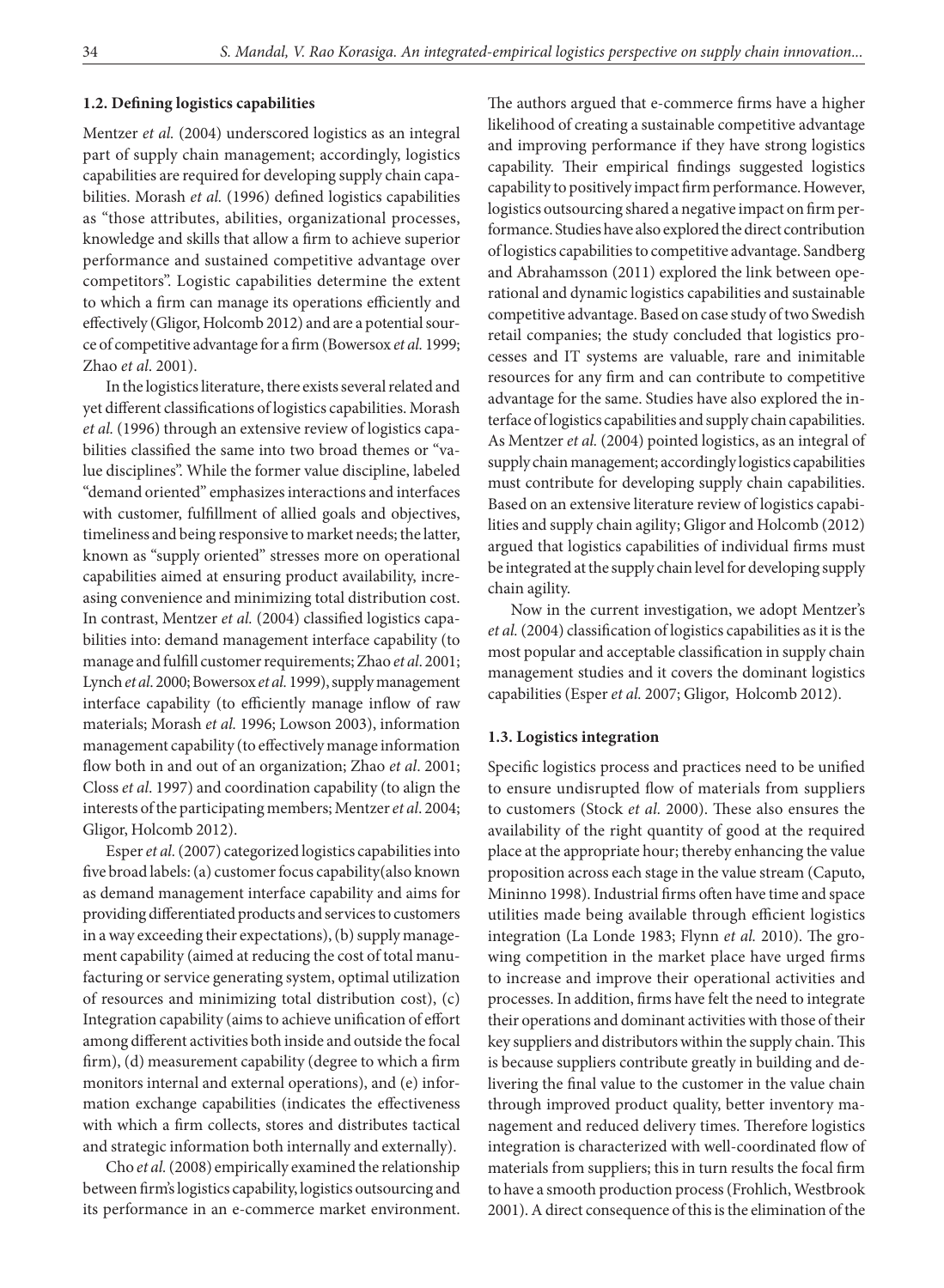### 1.2. Defining logistics capabilities

Mentzer *et al.* (2004) underscored logistics as an integral part of supply chain management; accordingly, logistics capabilities are required for developing supply chain capabilities. Morash *et al.* (1996) defined logistics capabilities as "those attributes, abilities, organizational processes, knowledge and skills that allow a firm to achieve superior performance and sustained competitive advantage over competitors". Logistic capabilities determine the extent to which a firm can manage its operations efficiently and effectively (Gligor, Holcomb 2012) and are a potential source of competitive advantage for a firm (Bowersox *et al.* 1999; Zhao *et al*. 2001).

In the logistics literature, there exists several related and yet different classifications of logistics capabilities. Morash *et al.* (1996) through an extensive review of logistics capabilities classified the same into two broad themes or "value disciplines". While the former value discipline, labeled "demand oriented" emphasizes interactions and interfaces with customer, fulfillment of allied goals and objectives, timeliness and being responsive to market needs; the latter, known as "supply oriented" stresses more on operational capabilities aimed at ensuring product availability, increasing convenience and minimizing total distribution cost. In contrast, Mentzer *et al.* (2004) classified logistics capabilities into: demand management interface capability (to manage and fulfill customer requirements; Zhao *et al*. 2001; Lynch *et al*. 2000; Bowersox *et al.* 1999), supply management interface capability (to efficiently manage inflow of raw materials; Morash *et al.* 1996; Lowson 2003), information management capability (to effectively manage information flow both in and out of an organization; Zhao *et al*. 2001; Closs *et al*. 1997) and coordination capability (to align the interests of the participating members; Mentzer *et al*. 2004; Gligor, Holcomb 2012).

Esper *et al.* (2007) categorized logistics capabilities into five broad labels: (a) customer focus capability(also known as demand management interface capability and aims for providing differentiated products and services to customers in a way exceeding their expectations), (b) supply management capability (aimed at reducing the cost of total manufacturing or service generating system, optimal utilization of resources and minimizing total distribution cost), (c) Integration capability (aims to achieve unification of effort among different activities both inside and outside the focal firm), (d) measurement capability (degree to which a firm monitors internal and external operations), and (e) information exchange capabilities (indicates the effectiveness with which a firm collects, stores and distributes tactical and strategic information both internally and externally).

Cho *et al.* (2008) empirically examined the relationship between firm's logistics capability, logistics outsourcing and its performance in an e-commerce market environment. The authors argued that e-commerce firms have a higher likelihood of creating a sustainable competitive advantage and improving performance if they have strong logistics capability. Their empirical findings suggested logistics capability to positively impact firm performance. However, logistics outsourcing shared a negative impact on firm performance. Studies have also explored the direct contribution of logistics capabilities to competitive advantage. Sandberg and Abrahamsson (2011) explored the link between operational and dynamic logistics capabilities and sustainable competitive advantage. Based on case study of two Swedish retail companies; the study concluded that logistics processes and IT systems are valuable, rare and inimitable resources for any firm and can contribute to competitive advantage for the same. Studies have also explored the interface of logistics capabilities and supply chain capabilities. As Mentzer *et al.* (2004) pointed logistics, as an integral of supply chain management; accordingly logistics capabilities must contribute for developing supply chain capabilities. Based on an extensive literature review of logistics capabilities and supply chain agility; Gligor and Holcomb (2012) argued that logistics capabilities of individual firms must be integrated at the supply chain level for developing supply chain agility.

Now in the current investigation, we adopt Mentzer's *et al.* (2004) classification of logistics capabilities as it is the most popular and acceptable classification in supply chain management studies and it covers the dominant logistics capabilities (Esper *et al.* 2007; Gligor, Holcomb 2012).

### 1.3. Logistics integration

Specific logistics process and practices need to be unified to ensure undisrupted flow of materials from suppliers to customers (Stock *et al.* 2000). These also ensures the availability of the right quantity of good at the required place at the appropriate hour; thereby enhancing the value proposition across each stage in the value stream (Caputo, Mininno 1998). Industrial firms often have time and space utilities made being available through efficient logistics integration (La Londe 1983; Flynn *et al.* 2010). The growing competition in the market place have urged firms to increase and improve their operational activities and processes. In addition, firms have felt the need to integrate their operations and dominant activities with those of their key suppliers and distributors within the supply chain. This is because suppliers contribute greatly in building and delivering the final value to the customer in the value chain through improved product quality, better inventory management and reduced delivery times. Therefore logistics integration is characterized with well-coordinated flow of materials from suppliers; this in turn results the focal firm to have a smooth production process (Frohlich, Westbrook 2001). A direct consequence of this is the elimination of the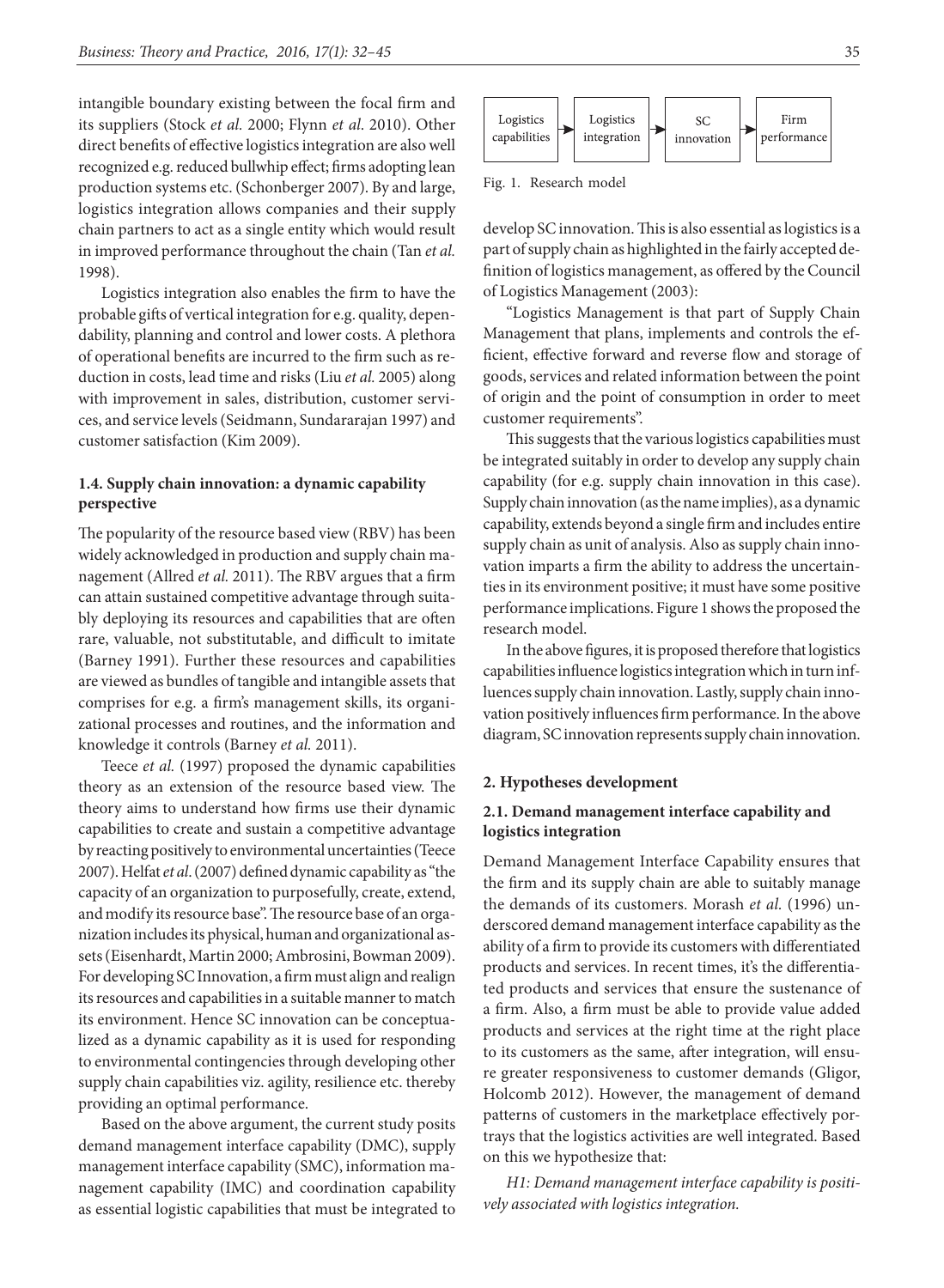intangible boundary existing between the focal firm and its suppliers (Stock *et al.* 2000; Flynn *et al.* 2010). Other direct benefits of effective logistics integration are also well recognized e.g. reduced bullwhip effect; firms adopting lean production systems etc. (Schonberger 2007). By and large, logistics integration allows companies and their supply chain partners to act as a single entity which would result in improved performance throughout the chain (Tan *et al.* 1998).

Logistics integration also enables the firm to have the probable gifts of vertical integration for e.g. quality, dependability, planning and control and lower costs. A plethora of operational benefits are incurred to the firm such as reduction in costs, lead time and risks (Liu *et al.* 2005) along with improvement in sales, distribution, customer services, and service levels (Seidmann, Sundararajan 1997) and customer satisfaction (Kim 2009).

### 1.4. Supply chain innovation: a dynamic capability perspective

The popularity of the resource based view (RBV) has been widely acknowledged in production and supply chain management (Allred *et al.* 2011). The RBV argues that a firm can attain sustained competitive advantage through suitably deploying its resources and capabilities that are often rare, valuable, not substitutable, and difficult to imitate (Barney 1991). Further these resources and capabilities are viewed as bundles of tangible and intangible assets that comprises for e.g. a firm's management skills, its organizational processes and routines, and the information and knowledge it controls (Barney *et al.* 2011).

Teece *et al.* (1997) proposed the dynamic capabilities theory as an extension of the resource based view. The theory aims to understand how firms use their dynamic capabilities to create and sustain a competitive advantage by reacting positively to environmental uncertainties (Teece 2007). Helfat *et al.* (2007) defined dynamic capability as "the capacity of an organization to purposefully, create, extend, and modify its resource base". The resource base of an organization includes its physical, human and organizational assets (Eisenhardt, Martin 2000; Ambrosini, Bowman 2009). For developing SC Innovation, a firm must align and realign its resources and capabilities in a suitable manner to match its environment. Hence SC innovation can be conceptualized as a dynamic capability as it is used for responding to environmental contingencies through developing other supply chain capabilities viz. agility, resilience etc. thereby providing an optimal performance.

Based on the above argument, the current study posits demand management interface capability (DMC), supply management interface capability (SMC), information management capability (IMC) and coordination capability as essential logistic capabilities that must be integrated to develop SC innovation. This is also essential as logistics is a part of supply chain as highlighted in the fairly accepted definition of logistics management, as offered by the Council of Logistics Management (2003):

"Logistics Management is that part of Supply Chain Management that plans, implements and controls the efficient, effective forward and reverse flow and storage of goods, services and related information between the point of origin and the point of consumption in order to meet customer requirements".

This suggests that the various logistics capabilities must be integrated suitably in order to develop any supply chain capability (for e.g. supply chain innovation in this case). Supply chain innovation (as the name implies), as a dynamic capability, extends beyond a single firm and includes entire supply chain as unit of analysis. Also as supply chain innovation imparts a firm the ability to address the uncertainties in its environment positive; it must have some positive performance implications. Figure 1 shows the proposed the research model.

Logistics capabilities → Logistics integration → SC innovation → Firm performance

Fig. 1. Research model

In the above figures, it is proposed therefore that logistics capabilities influence logistics integration which in turn influences supply chain innovation. Lastly, supply chain innovation positively influences firm performance. In the above diagram, SC innovation represents supply chain innovation.

## 2. Hypotheses development

### 2.1. Demand management interface capability and logistics integration

Demand Management Interface Capability ensures that the firm and its supply chain are able to suitably manage the demands of its customers. Morash *et al.* (1996) underscored demand management interface capability as the ability of a firm to provide its customers with differentiated products and services. In recent times, it's the differentiated products and services that ensure the sustenance of a firm. Also, a firm must be able to provide value added products and services at the right time at the right place to its customers as the same, after integration, will ensure greater responsiveness to customer demands (Gligor, Holcomb 2012). However, the management of demand patterns of customers in the marketplace effectively portrays that the logistics activities are well integrated. Based on this we hypothesize that:

*H1: Demand management interface capability is positively associated with logistics integration.*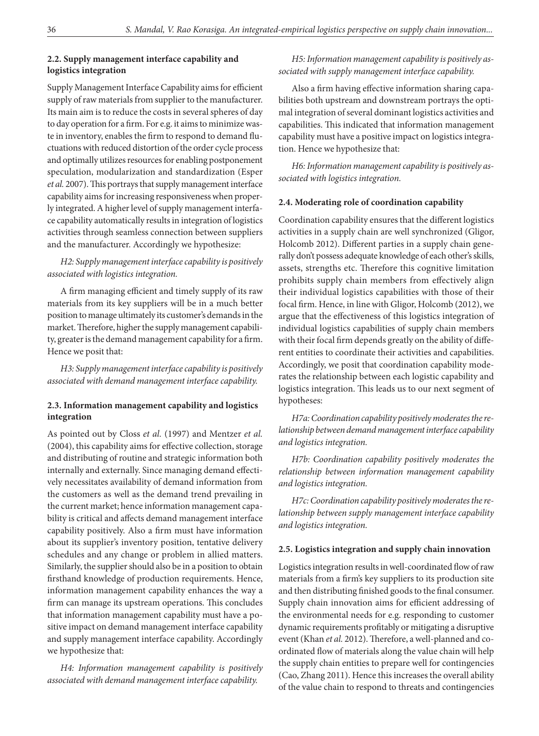### 2.2. Supply management interface capability and logistics integration

Supply Management Interface Capability aims for efficient supply of raw materials from supplier to the manufacturer. Its main aim is to reduce the costs in several spheres of day to day operation for a firm. For e.g. it aims to minimize waste in inventory, enables the firm to respond to demand fluctuations with reduced distortion of the order cycle process and optimally utilizes resources for enabling postponement speculation, modularization and standardization (Esper *et al.* 2007). This portrays that supply management interface capability aims for increasing responsiveness when properly integrated. A higher level of supply management interface capability automatically results in integration of logistics activities through seamless connection between suppliers and the manufacturer. Accordingly we hypothesize:

*H2: Supply management interface capability is positively associated with logistics integration.*

A firm managing efficient and timely supply of its raw materials from its key suppliers will be in a much better position to manage ultimately its customer's demands in the market. Therefore, higher the supply management capability, greater is the demand management capability for a firm. Hence we posit that:

*H3: Supply management interface capability is positively associated with demand management interface capability.*

### 2.3. Information management capability and logistics integration

As pointed out by Closs *et al.* (1997) and Mentzer *et al.* (2004), this capability aims for effective collection, storage and distributing of routine and strategic information both internally and externally. Since managing demand effectively necessitates availability of demand information from the customers as well as the demand trend prevailing in the current market; hence information management capability is critical and affects demand management interface capability positively. Also a firm must have information about its supplier's inventory position, tentative delivery schedules and any change or problem in allied matters. Similarly, the supplier should also be in a position to obtain firsthand knowledge of production requirements. Hence, information management capability enhances the way a firm can manage its upstream operations. This concludes that information management capability must have a positive impact on demand management interface capability and supply management interface capability. Accordingly we hypothesize that:

*H4: Information management capability is positively associated with demand management interface capability.*

*H5: Information management capability is positively associated with supply management interface capability.*

Also a firm having effective information sharing capabilities both upstream and downstream portrays the optimal integration of several dominant logistics activities and capabilities. This indicated that information management capability must have a positive impact on logistics integration. Hence we hypothesize that:

*H6: Information management capability is positively associated with logistics integration.*

### 2.4. Moderating role of coordination capability

Coordination capability ensures that the different logistics activities in a supply chain are well synchronized (Gligor, Holcomb 2012). Different parties in a supply chain generally don't possess adequate knowledge of each other's skills, assets, strengths etc. Therefore this cognitive limitation prohibits supply chain members from effectively align their individual logistics capabilities with those of their focal firm. Hence, in line with Gligor, Holcomb (2012), we argue that the effectiveness of this logistics integration of individual logistics capabilities of supply chain members with their focal firm depends greatly on the ability of different entities to coordinate their activities and capabilities. Accordingly, we posit that coordination capability moderates the relationship between each logistic capability and logistics integration. This leads us to our next segment of hypotheses:

*H7a: Coordination capability positively moderates the relationship between demand management interface capability and logistics integration.*

*H7b: Coordination capability positively moderates the relationship between information management capability and logistics integration.*

*H7c: Coordination capability positively moderates the relationship between supply management interface capability and logistics integration.*

### 2.5. Logistics integration and supply chain innovation

Logistics integration results in well-coordinated flow of raw materials from a firm's key suppliers to its production site and then distributing finished goods to the final consumer. Supply chain innovation aims for efficient addressing of the environmental needs for e.g. responding to customer dynamic requirements profitably or mitigating a disruptive event (Khan *et al.* 2012). Therefore, a well-planned and coordinated flow of materials along the value chain will help the supply chain entities to prepare well for contingencies (Cao, Zhang 2011). Hence this increases the overall ability of the value chain to respond to threats and contingencies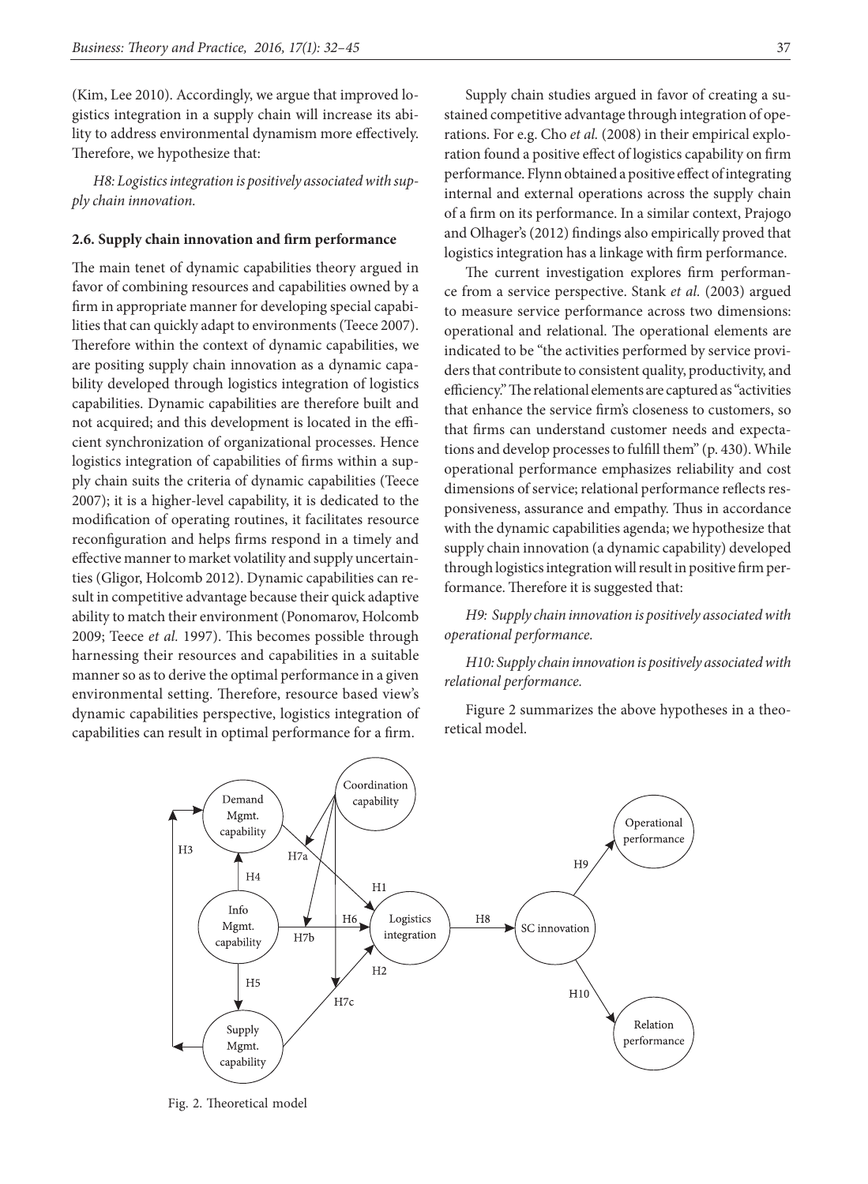(Kim, Lee 2010). Accordingly, we argue that improved logistics integration in a supply chain will increase its ability to address environmental dynamism more effectively. Therefore, we hypothesize that:

*H8: Logistics integration is positively associated with supply chain innovation.*

### 2.6. Supply chain innovation and firm performance

The main tenet of dynamic capabilities theory argued in favor of combining resources and capabilities owned by a firm in appropriate manner for developing special capabilities that can quickly adapt to environments (Teece 2007). Therefore within the context of dynamic capabilities, we are positing supply chain innovation as a dynamic capability developed through logistics integration of logistics capabilities. Dynamic capabilities are therefore built and not acquired; and this development is located in the efficient synchronization of organizational processes. Hence logistics integration of capabilities of firms within a supply chain suits the criteria of dynamic capabilities (Teece 2007); it is a higher-level capability, it is dedicated to the modification of operating routines, it facilitates resource reconfiguration and helps firms respond in a timely and effective manner to market volatility and supply uncertainties (Gligor, Holcomb 2012). Dynamic capabilities can result in competitive advantage because their quick adaptive ability to match their environment (Ponomarov, Holcomb 2009; Teece *et al.* 1997). This becomes possible through harnessing their resources and capabilities in a suitable manner so as to derive the optimal performance in a given environmental setting. Therefore, resource based view's dynamic capabilities perspective, logistics integration of capabilities can result in optimal performance for a firm.

Supply chain studies argued in favor of creating a sustained competitive advantage through integration of operations. For e.g. Cho *et al.* (2008) in their empirical exploration found a positive effect of logistics capability on firm performance. Flynn obtained a positive effect of integrating internal and external operations across the supply chain of a firm on its performance. In a similar context, Prajogo and Olhager's (2012) findings also empirically proved that logistics integration has a linkage with firm performance.

The current investigation explores firm performance from a service perspective. Stank *et al.* (2003) argued to measure service performance across two dimensions: operational and relational. The operational elements are indicated to be "the activities performed by service providers that contribute to consistent quality, productivity, and efficiency." The relational elements are captured as "activities that enhance the service firm's closeness to customers, so that firms can understand customer needs and expectations and develop processes to fulfill them" (p. 430). While operational performance emphasizes reliability and cost dimensions of service; relational performance reflects responsiveness, assurance and empathy. Thus in accordance with the dynamic capabilities agenda; we hypothesize that supply chain innovation (a dynamic capability) developed through logistics integration will result in positive firm performance. Therefore it is suggested that:

*H9: Supply chain innovation is positively associated with operational performance.*

*H10: Supply chain innovation is positively associated with relational performance.*

Figure 2 summarizes the above hypotheses in a theoretical model.

Fig. 2. Theoretical model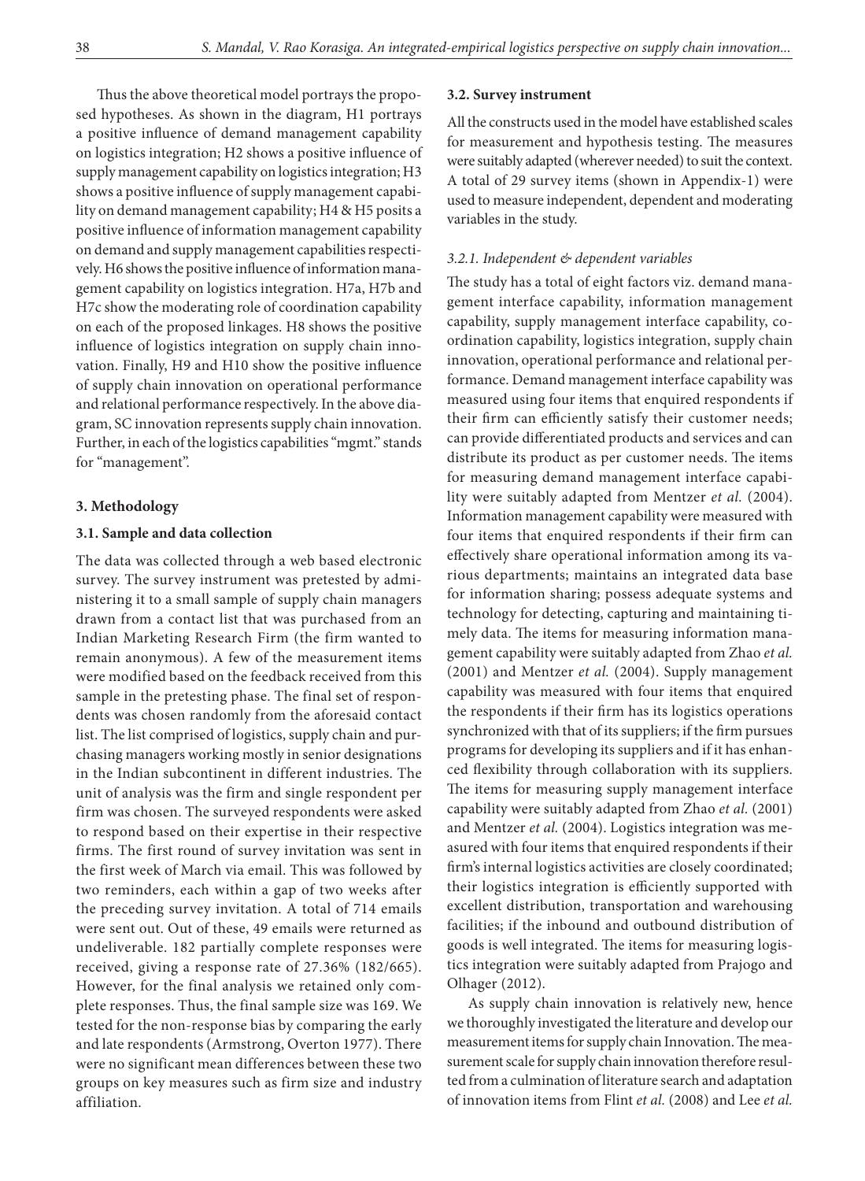Thus the above theoretical model portrays the proposed hypotheses. As shown in the diagram, H1 portrays a positive influence of demand management capability on logistics integration; H2 shows a positive influence of supply management capability on logistics integration; H3 shows a positive influence of supply management capability on demand management capability; H4 & H5 posits a positive influence of information management capability on demand and supply management capabilities respectively. H6 shows the positive influence of information management capability on logistics integration. H7a, H7b and H7c show the moderating role of coordination capability on each of the proposed linkages. H8 shows the positive influence of logistics integration on supply chain innovation. Finally, H9 and H10 show the positive influence of supply chain innovation on operational performance and relational performance respectively. In the above diagram, SC innovation represents supply chain innovation. Further, in each of the logistics capabilities "mgmt." stands for "management".

## 3. Methodology

### 3.1. Sample and data collection

The data was collected through a web based electronic survey. The survey instrument was pretested by administering it to a small sample of supply chain managers drawn from a contact list that was purchased from an Indian Marketing Research Firm (the firm wanted to remain anonymous). A few of the measurement items were modified based on the feedback received from this sample in the pretesting phase. The final set of respondents was chosen randomly from the aforesaid contact list. The list comprised of logistics, supply chain and purchasing managers working mostly in senior designations in the Indian subcontinent in different industries. The unit of analysis was the firm and single respondent per firm was chosen. The surveyed respondents were asked to respond based on their expertise in their respective firms. The first round of survey invitation was sent in the first week of March via email. This was followed by two reminders, each within a gap of two weeks after the preceding survey invitation. A total of 714 emails were sent out. Out of these, 49 emails were returned as undeliverable. 182 partially complete responses were received, giving a response rate of 27.36% (182/665). However, for the final analysis we retained only complete responses. Thus, the final sample size was 169. We tested for the non-response bias by comparing the early and late respondents (Armstrong, Overton 1977). There were no significant mean differences between these two groups on key measures such as firm size and industry affiliation.

### 3.2. Survey instrument

All the constructs used in the model have established scales for measurement and hypothesis testing. The measures were suitably adapted (wherever needed) to suit the context. A total of 29 survey items (shown in Appendix-1) were used to measure independent, dependent and moderating variables in the study.

#### *3.2.1. Independent & dependent variables*

The study has a total of eight factors viz. demand management interface capability, information management capability, supply management interface capability, coordination capability, logistics integration, supply chain innovation, operational performance and relational performance. Demand management interface capability was measured using four items that enquired respondents if their firm can efficiently satisfy their customer needs; can provide differentiated products and services and can distribute its product as per customer needs. The items for measuring demand management interface capability were suitably adapted from Mentzer *et al.* (2004). Information management capability were measured with four items that enquired respondents if their firm can effectively share operational information among its various departments; maintains an integrated data base for information sharing; possess adequate systems and technology for detecting, capturing and maintaining timely data. The items for measuring information management capability were suitably adapted from Zhao *et al.* (2001) and Mentzer *et al.* (2004). Supply management capability was measured with four items that enquired the respondents if their firm has its logistics operations synchronized with that of its suppliers; if the firm pursues programs for developing its suppliers and if it has enhanced flexibility through collaboration with its suppliers. The items for measuring supply management interface capability were suitably adapted from Zhao *et al.* (2001) and Mentzer *et al.* (2004). Logistics integration was measured with four items that enquired respondents if their firm's internal logistics activities are closely coordinated; their logistics integration is efficiently supported with excellent distribution, transportation and warehousing facilities; if the inbound and outbound distribution of goods is well integrated. The items for measuring logistics integration were suitably adapted from Prajogo and Olhager (2012).

As supply chain innovation is relatively new, hence we thoroughly investigated the literature and develop our measurement items for supply chain Innovation. The measurement scale for supply chain innovation therefore resulted from a culmination of literature search and adaptation of innovation items from Flint *et al.* (2008) and Lee *et al.*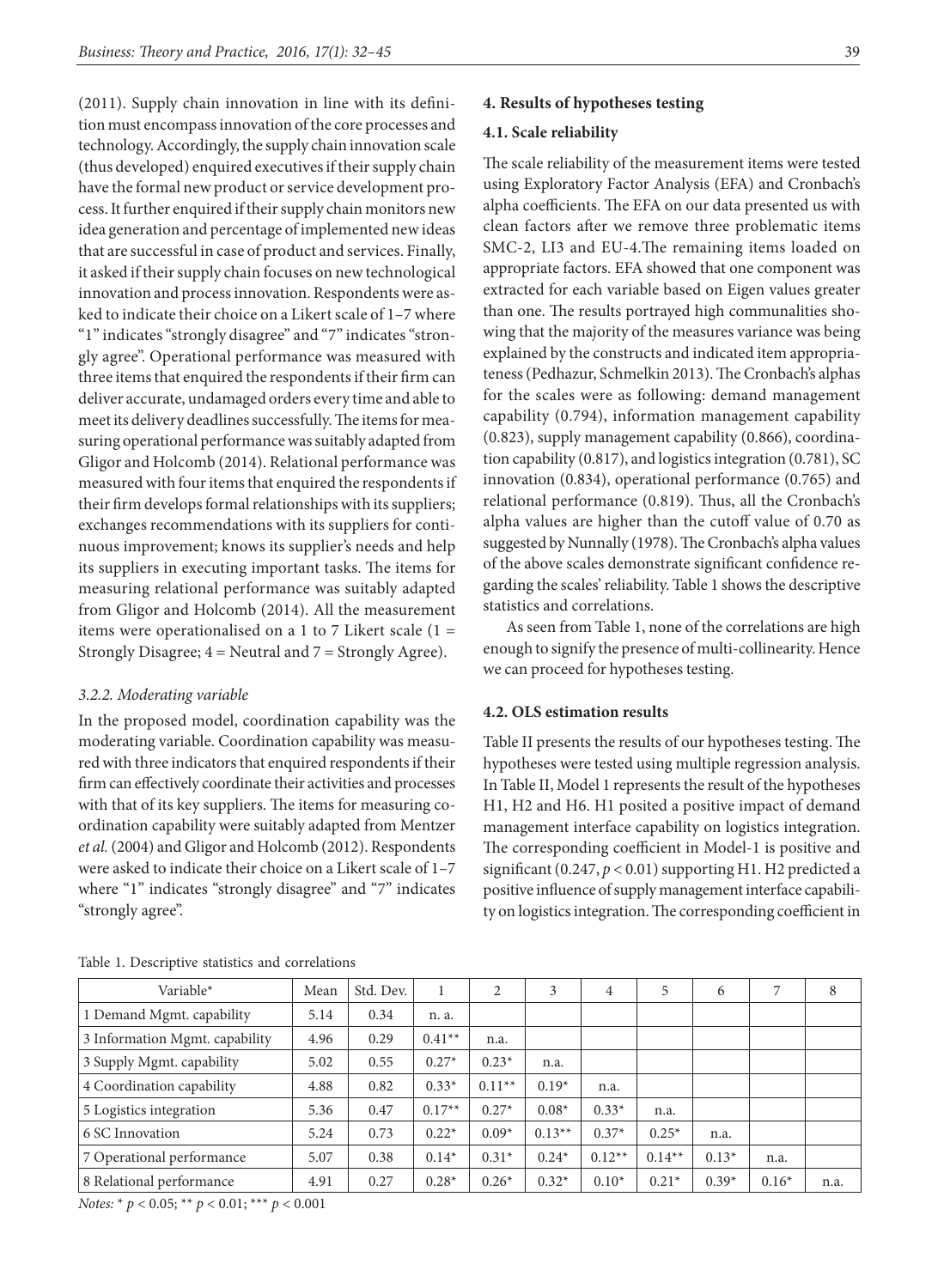(2011). Supply chain innovation in line with its definition must encompass innovation of the core processes and technology. Accordingly, the supply chain innovation scale (thus developed) enquired executives if their supply chain have the formal new product or service development process. It further enquired if their supply chain monitors new idea generation and percentage of implemented new ideas that are successful in case of product and services. Finally, it asked if their supply chain focuses on new technological innovation and process innovation. Respondents were asked to indicate their choice on a Likert scale of 1–7 where "1" indicates "strongly disagree" and "7" indicates "strongly agree". Operational performance was measured with three items that enquired the respondents if their firm can deliver accurate, undamaged orders every time and able to meet its delivery deadlines successfully. The items for measuring operational performance was suitably adapted from Gligor and Holcomb (2014). Relational performance was measured with four items that enquired the respondents if their firm develops formal relationships with its suppliers; exchanges recommendations with its suppliers for continuous improvement; knows its supplier's needs and help its suppliers in executing important tasks. The items for measuring relational performance was suitably adapted from Gligor and Holcomb (2014). All the measurement items were operationalised on a 1 to 7 Likert scale (1 = Strongly Disagree; 4 = Neutral and 7 = Strongly Agree).

#### *3.2.2. Moderating variable*

In the proposed model, coordination capability was the moderating variable. Coordination capability was measured with three indicators that enquired respondents if their firm can effectively coordinate their activities and processes with that of its key suppliers. The items for measuring coordination capability were suitably adapted from Mentzer *et al.* (2004) and Gligor and Holcomb (2012). Respondents were asked to indicate their choice on a Likert scale of 1–7 where "1" indicates "strongly disagree" and "7" indicates "strongly agree".

## 4. Results of hypotheses testing

### 4.1. Scale reliability

The scale reliability of the measurement items were tested using Exploratory Factor Analysis (EFA) and Cronbach's alpha coefficients. The EFA on our data presented us with clean factors after we remove three problematic items SMC-2, LI3 and EU-4.The remaining items loaded on appropriate factors. EFA showed that one component was extracted for each variable based on Eigen values greater than one. The results portrayed high communalities showing that the majority of the measures variance was being explained by the constructs and indicated item appropriateness (Pedhazur, Schmelkin 2013). The Cronbach's alphas for the scales were as following: demand management capability (0.794), information management capability (0.823), supply management capability (0.866), coordination capability (0.817), and logistics integration (0.781), SC innovation (0.834), operational performance (0.765) and relational performance (0.819). Thus, all the Cronbach's alpha values are higher than the cutoff value of 0.70 as suggested by Nunnally (1978). The Cronbach's alpha values of the above scales demonstrate significant confidence regarding the scales' reliability. Table 1 shows the descriptive statistics and correlations.

As seen from Table 1, none of the correlations are high enough to signify the presence of multi-collinearity. Hence we can proceed for hypotheses testing.

### 4.2. OLS estimation results

Table II presents the results of our hypotheses testing. The hypotheses were tested using multiple regression analysis. In Table II, Model 1 represents the result of the hypotheses H1, H2 and H6. H1 posited a positive impact of demand management interface capability on logistics integration. The corresponding coefficient in Model-1 is positive and significant (0.247, $p < 0.01$) supporting H1. H2 predicted a positive influence of supply management interface capability on logistics integration. The corresponding coefficient in

Table 1. Descriptive statistics and correlations

| Variable* | Mean | Std. Dev. | 1 | 2 | 3 | 4 | 5 | 6 | 7 | 8 |
|---|---|---|---|---|---|---|---|---|---|---|
| 1 Demand Mgmt. capability | 5.14 | 0.34 | n. a. | | | | | | | |
| 3 Information Mgmt. capability | 4.96 | 0.29 | 0.41** | n.a. | | | | | | |
| 3 Supply Mgmt. capability | 5.02 | 0.55 | 0.27* | 0.23* | n.a. | | | | | |
| 4 Coordination capability | 4.88 | 0.82 | 0.33* | 0.11** | 0.19* | n.a. | | | | |
| 5 Logistics integration | 5.36 | 0.47 | 0.17** | 0.27* | 0.08* | 0.33* | n.a. | | | |
| 6 SC Innovation | 5.24 | 0.73 | 0.22* | 0.09* | 0.13** | 0.37* | 0.25* | n.a. | | |
| 7 Operational performance | 5.07 | 0.38 | 0.14* | 0.31* | 0.24* | 0.12** | 0.14** | 0.13* | n.a. | |
| 8 Relational performance | 4.91 | 0.27 | 0.28* | 0.26* | 0.32* | 0.10* | 0.21* | 0.39* | 0.16* | n.a. |

*Notes:* * $p < 0.05$; ** $p < 0.01$; *** $p < 0.001$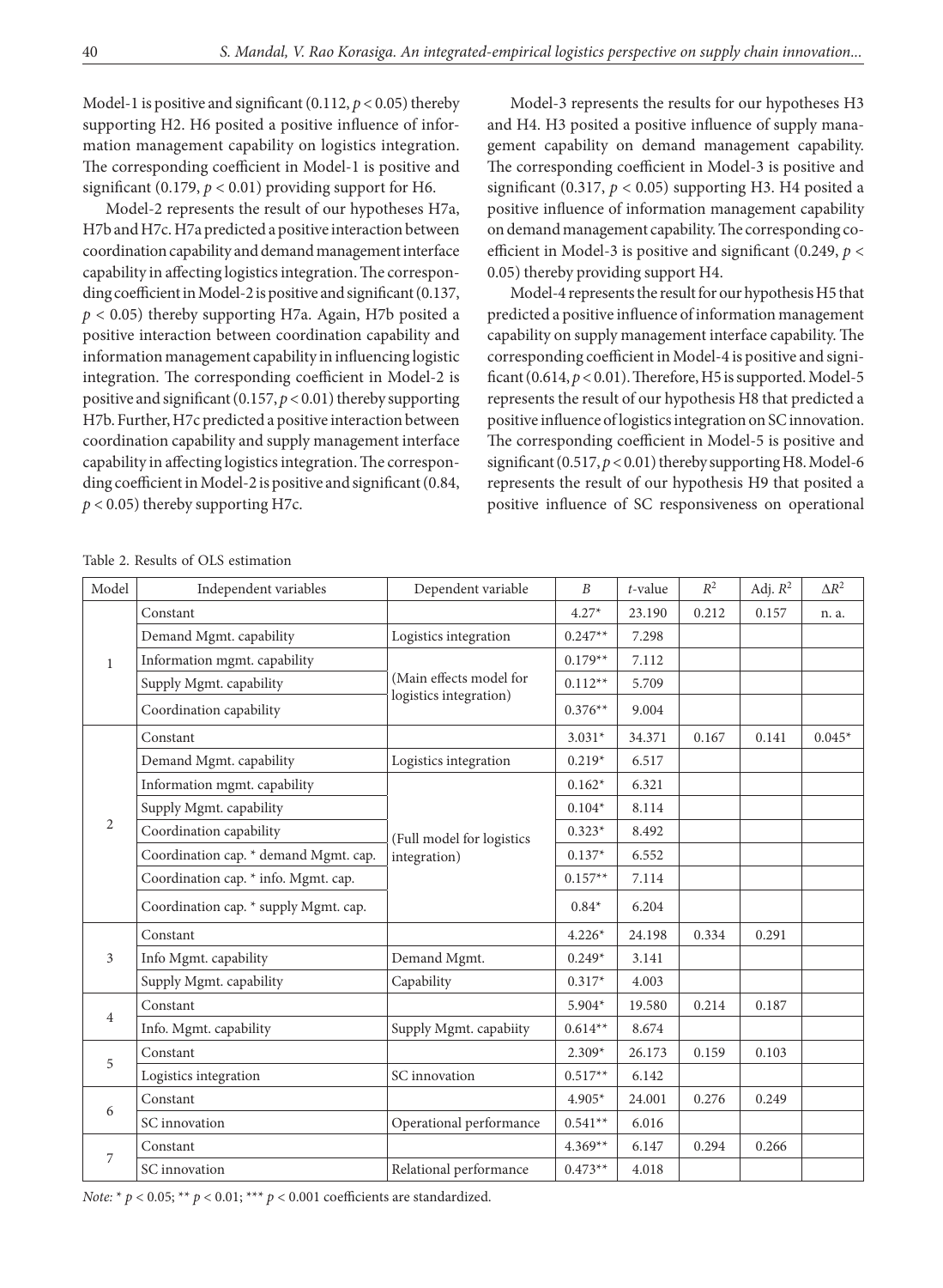Model-1 is positive and significant (0.112, $p < 0.05$) thereby supporting H2. H6 posited a positive influence of information management capability on logistics integration. The corresponding coefficient in Model-1 is positive and significant (0.179, $p < 0.01$) providing support for H6.

Model-2 represents the result of our hypotheses H7a, H7b and H7c. H7a predicted a positive interaction between coordination capability and demand management interface capability in affecting logistics integration. The corresponding coefficient in Model-2 is positive and significant (0.137, $p < 0.05$) thereby supporting H7a. Again, H7b posited a positive interaction between coordination capability and information management capability in influencing logistic integration. The corresponding coefficient in Model-2 is positive and significant (0.157, $p < 0.01$) thereby supporting H7b. Further, H7c predicted a positive interaction between coordination capability and supply management interface capability in affecting logistics integration. The corresponding coefficient in Model-2 is positive and significant (0.84, $p < 0.05$) thereby supporting H7c.

Model-3 represents the results for our hypotheses H3 and H4. H3 posited a positive influence of supply management capability on demand management capability. The corresponding coefficient in Model-3 is positive and significant (0.317, $p < 0.05$) supporting H3. H4 posited a positive influence of information management capability on demand management capability. The corresponding coefficient in Model-3 is positive and significant (0.249, $p < 0.05$) thereby providing support H4.

Model-4 represents the result for our hypothesis H5 that predicted a positive influence of information management capability on supply management interface capability. The corresponding coefficient in Model-4 is positive and significant (0.614, $p < 0.01$). Therefore, H5 is supported. Model-5 represents the result of our hypothesis H8 that predicted a positive influence of logistics integration on SC innovation. The corresponding coefficient in Model-5 is positive and significant (0.517, $p < 0.01$) thereby supporting H8. Model-6 represents the result of our hypothesis H9 that posited a positive influence of SC responsiveness on operational

Table 2. Results of OLS estimation

| Model | Independent variables | Dependent variable | $B$ | $t$-value | $R^2$ | Adj. $R^2$ | $\Delta R^2$ |
|---|---|---|---|---|---|---|---|
| 1 | Constant | | 4.27* | 23.190 | 0.212 | 0.157 | n. a. |
| | Demand Mgmt. capability | Logistics integration | 0.247** | 7.298 | | | |
| | Information mgmt. capability | (Main effects model for logistics integration) | 0.179** | 7.112 | | | |
| | Supply Mgmt. capability | | 0.112** | 5.709 | | | |
| | Coordination capability | | 0.376** | 9.004 | | | |
| 2 | Constant | | 3.031* | 34.371 | 0.167 | 0.141 | 0.045* |
| | Demand Mgmt. capability | Logistics integration | 0.219* | 6.517 | | | |
| | Information mgmt. capability | (Full model for logistics integration) | 0.162* | 6.321 | | | |
| | Supply Mgmt. capability | | 0.104* | 8.114 | | | |
| | Coordination capability | | 0.323* | 8.492 | | | |
| | Coordination cap. * demand Mgmt. cap. | | 0.137* | 6.552 | | | |
| | Coordination cap. * info. Mgmt. cap. | | 0.157** | 7.114 | | | |
| | Coordination cap. * supply Mgmt. cap. | | 0.84* | 6.204 | | | |
| 3 | Constant | | 4.226* | 24.198 | 0.334 | 0.291 | |
| | Info Mgmt. capability | Demand Mgmt. | 0.249* | 3.141 | | | |
| | Supply Mgmt. capability | Capability | 0.317* | 4.003 | | | |
| 4 | Constant | | 5.904* | 19.580 | 0.214 | 0.187 | |
| | Info. Mgmt. capability | Supply Mgmt. capabiity | 0.614** | 8.674 | | | |
| 5 | Constant | | 2.309* | 26.173 | 0.159 | 0.103 | |
| | Logistics integration | SC innovation | 0.517** | 6.142 | | | |
| 6 | Constant | | 4.905* | 24.001 | 0.276 | 0.249 | |
| | SC innovation | Operational performance | 0.541** | 6.016 | | | |
| 7 | Constant | | 4.369** | 6.147 | 0.294 | 0.266 | |
| | SC innovation | Relational performance | 0.473** | 4.018 | | | |

*Note:* * $p < 0.05$; ** $p < 0.01$; *** $p < 0.001$ coefficients are standardized.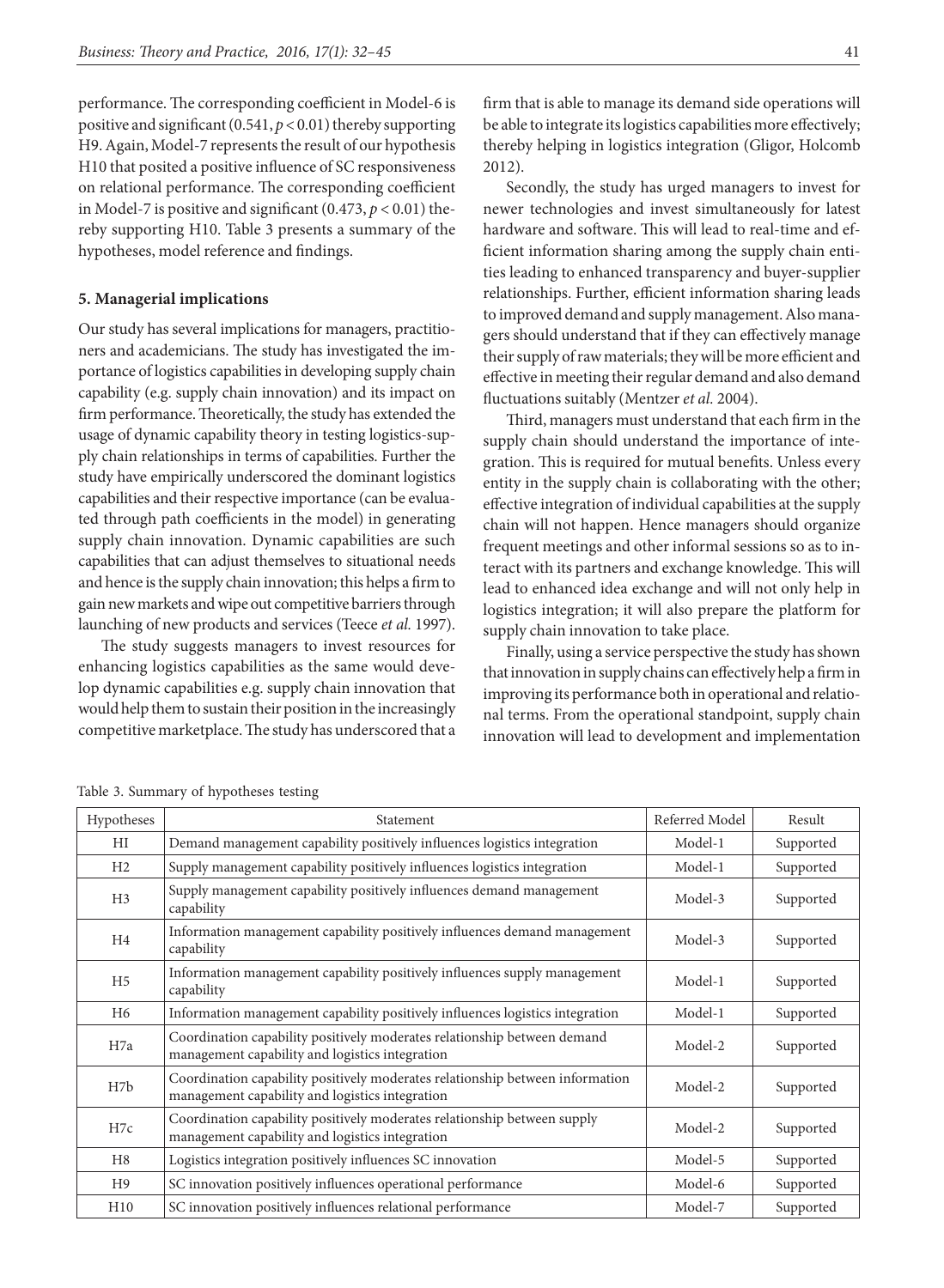performance. The corresponding coefficient in Model-6 is positive and significant (0.541, $p < 0.01$) thereby supporting H9. Again, Model-7 represents the result of our hypothesis H10 that posited a positive influence of SC responsiveness on relational performance. The corresponding coefficient in Model-7 is positive and significant (0.473, $p < 0.01$) thereby supporting H10. Table 3 presents a summary of the hypotheses, model reference and findings.

## 5. Managerial implications

Our study has several implications for managers, practitioners and academicians. The study has investigated the importance of logistics capabilities in developing supply chain capability (e.g. supply chain innovation) and its impact on firm performance. Theoretically, the study has extended the usage of dynamic capability theory in testing logistics-supply chain relationships in terms of capabilities. Further the study have empirically underscored the dominant logistics capabilities and their respective importance (can be evaluated through path coefficients in the model) in generating supply chain innovation. Dynamic capabilities are such capabilities that can adjust themselves to situational needs and hence is the supply chain innovation; this helps a firm to gain new markets and wipe out competitive barriers through launching of new products and services (Teece *et al.* 1997).

The study suggests managers to invest resources for enhancing logistics capabilities as the same would develop dynamic capabilities e.g. supply chain innovation that would help them to sustain their position in the increasingly competitive marketplace. The study has underscored that a firm that is able to manage its demand side operations will be able to integrate its logistics capabilities more effectively; thereby helping in logistics integration (Gligor, Holcomb 2012).

Secondly, the study has urged managers to invest for newer technologies and invest simultaneously for latest hardware and software. This will lead to real-time and efficient information sharing among the supply chain entities leading to enhanced transparency and buyer-supplier relationships. Further, efficient information sharing leads to improved demand and supply management. Also managers should understand that if they can effectively manage their supply of raw materials; they will be more efficient and effective in meeting their regular demand and also demand fluctuations suitably (Mentzer *et al.* 2004).

Third, managers must understand that each firm in the supply chain should understand the importance of integration. This is required for mutual benefits. Unless every entity in the supply chain is collaborating with the other; effective integration of individual capabilities at the supply chain will not happen. Hence managers should organize frequent meetings and other informal sessions so as to interact with its partners and exchange knowledge. This will lead to enhanced idea exchange and will not only help in logistics integration; it will also prepare the platform for supply chain innovation to take place.

Finally, using a service perspective the study has shown that innovation in supply chains can effectively help a firm in improving its performance both in operational and relational terms. From the operational standpoint, supply chain innovation will lead to development and implementation

Table 3. Summary of hypotheses testing

| Hypotheses | Statement | Referred Model | Result |
|---|---|---|---|
| HI | Demand management capability positively influences logistics integration | Model-1 | Supported |
| H2 | Supply management capability positively influences logistics integration | Model-1 | Supported |
| H3 | Supply management capability positively influences demand management capability | Model-3 | Supported |
| H4 | Information management capability positively influences demand management capability | Model-3 | Supported |
| H5 | Information management capability positively influences supply management capability | Model-1 | Supported |
| H6 | Information management capability positively influences logistics integration | Model-1 | Supported |
| H7a | Coordination capability positively moderates relationship between demand management capability and logistics integration | Model-2 | Supported |
| H7b | Coordination capability positively moderates relationship between information management capability and logistics integration | Model-2 | Supported |
| H7c | Coordination capability positively moderates relationship between supply management capability and logistics integration | Model-2 | Supported |
| H8 | Logistics integration positively influences SC innovation | Model-5 | Supported |
| H9 | SC innovation positively influences operational performance | Model-6 | Supported |
| H10 | SC innovation positively influences relational performance | Model-7 | Supported |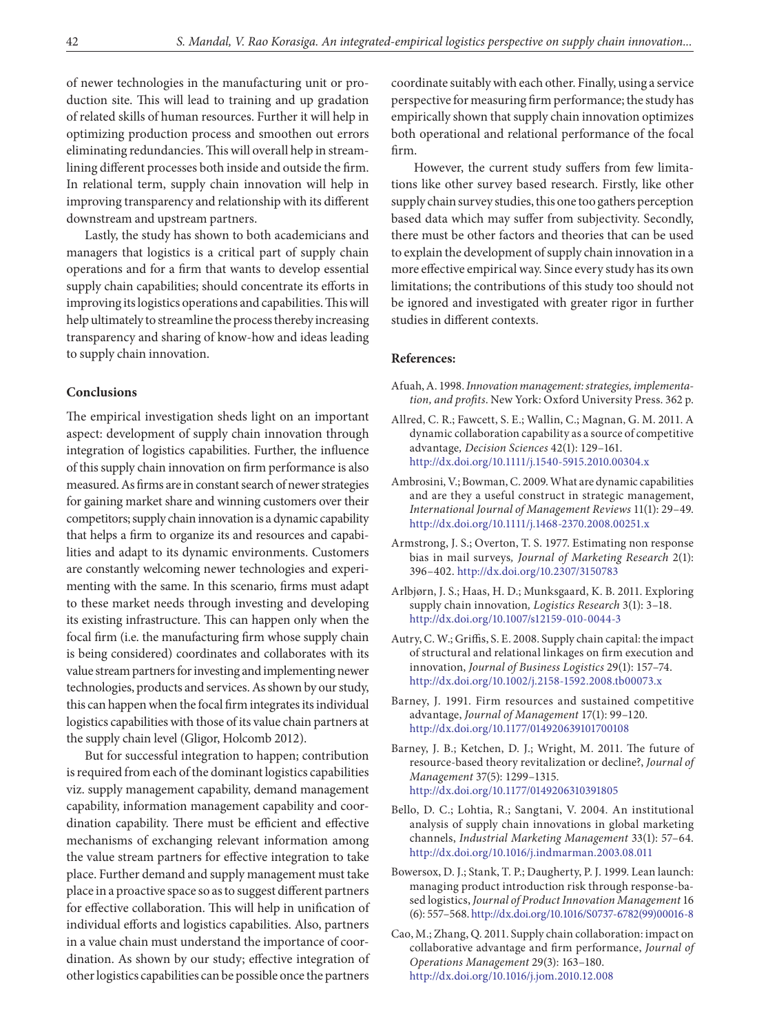of newer technologies in the manufacturing unit or production site. This will lead to training and up gradation of related skills of human resources. Further it will help in optimizing production process and smoothen out errors eliminating redundancies. This will overall help in streamlining different processes both inside and outside the firm. In relational term, supply chain innovation will help in improving transparency and relationship with its different downstream and upstream partners.

Lastly, the study has shown to both academicians and managers that logistics is a critical part of supply chain operations and for a firm that wants to develop essential supply chain capabilities; should concentrate its efforts in improving its logistics operations and capabilities. This will help ultimately to streamline the process thereby increasing transparency and sharing of know-how and ideas leading to supply chain innovation.

## Conclusions

The empirical investigation sheds light on an important aspect: development of supply chain innovation through integration of logistics capabilities. Further, the influence of this supply chain innovation on firm performance is also measured. As firms are in constant search of newer strategies for gaining market share and winning customers over their competitors; supply chain innovation is a dynamic capability that helps a firm to organize its and resources and capabilities and adapt to its dynamic environments. Customers are constantly welcoming newer technologies and experimenting with the same. In this scenario, firms must adapt to these market needs through investing and developing its existing infrastructure. This can happen only when the focal firm (i.e. the manufacturing firm whose supply chain is being considered) coordinates and collaborates with its value stream partners for investing and implementing newer technologies, products and services. As shown by our study, this can happen when the focal firm integrates its individual logistics capabilities with those of its value chain partners at the supply chain level (Gligor, Holcomb 2012).

But for successful integration to happen; contribution is required from each of the dominant logistics capabilities viz. supply management capability, demand management capability, information management capability and coordination capability. There must be efficient and effective mechanisms of exchanging relevant information among the value stream partners for effective integration to take place. Further demand and supply management must take place in a proactive space so as to suggest different partners for effective collaboration. This will help in unification of individual efforts and logistics capabilities. Also, partners in a value chain must understand the importance of coordination. As shown by our study; effective integration of other logistics capabilities can be possible once the partners coordinate suitably with each other. Finally, using a service perspective for measuring firm performance; the study has empirically shown that supply chain innovation optimizes both operational and relational performance of the focal firm.

However, the current study suffers from few limitations like other survey based research. Firstly, like other supply chain survey studies, this one too gathers perception based data which may suffer from subjectivity. Secondly, there must be other factors and theories that can be used to explain the development of supply chain innovation in a more effective empirical way. Since every study has its own limitations; the contributions of this study too should not be ignored and investigated with greater rigor in further studies in different contexts.

## References:

Afuah, A. 1998. *Innovation management: strategies, implementation, and profits*. New York: Oxford University Press. 362 p.

Allred, C. R.; Fawcett, S. E.; Wallin, C.; Magnan, G. M. 2011. A dynamic collaboration capability as a source of competitive advantage, *Decision Sciences* 42(1): 129–161. http://dx.doi.org/10.1111/j.1540-5915.2010.00304.x

Ambrosini, V.; Bowman, C. 2009. What are dynamic capabilities and are they a useful construct in strategic management, *International Journal of Management Reviews* 11(1): 29–49. http://dx.doi.org/10.1111/j.1468-2370.2008.00251.x

Armstrong, J. S.; Overton, T. S. 1977. Estimating non response bias in mail surveys, *Journal of Marketing Research* 2(1): 396–402. http://dx.doi.org/10.2307/3150783

Arlbjørn, J. S.; Haas, H. D.; Munksgaard, K. B. 2011. Exploring supply chain innovation, *Logistics Research* 3(1): 3–18. http://dx.doi.org/10.1007/s12159-010-0044-3

Autry, C. W.; Griffis, S. E. 2008. Supply chain capital: the impact of structural and relational linkages on firm execution and innovation, *Journal of Business Logistics* 29(1): 157–74. http://dx.doi.org/10.1002/j.2158-1592.2008.tb00073.x

Barney, J. 1991. Firm resources and sustained competitive advantage, *Journal of Management* 17(1): 99–120. http://dx.doi.org/10.1177/014920639101700108

Barney, J. B.; Ketchen, D. J.; Wright, M. 2011. The future of resource-based theory revitalization or decline?, *Journal of Management* 37(5): 1299–1315. http://dx.doi.org/10.1177/0149206310391805

Bello, D. C.; Lohtia, R.; Sangtani, V. 2004. An institutional analysis of supply chain innovations in global marketing channels, *Industrial Marketing Management* 33(1): 57–64. http://dx.doi.org/10.1016/j.indmarman.2003.08.011

Bowersox, D. J.; Stank, T. P.; Daugherty, P. J. 1999. Lean launch: managing product introduction risk through response-based logistics, *Journal of Product Innovation Management* 16 (6): 557–568. http://dx.doi.org/10.1016/S0737-6782(99)00016-8

Cao, M.; Zhang, Q. 2011. Supply chain collaboration: impact on collaborative advantage and firm performance, *Journal of Operations Management* 29(3): 163–180. http://dx.doi.org/10.1016/j.jom.2010.12.008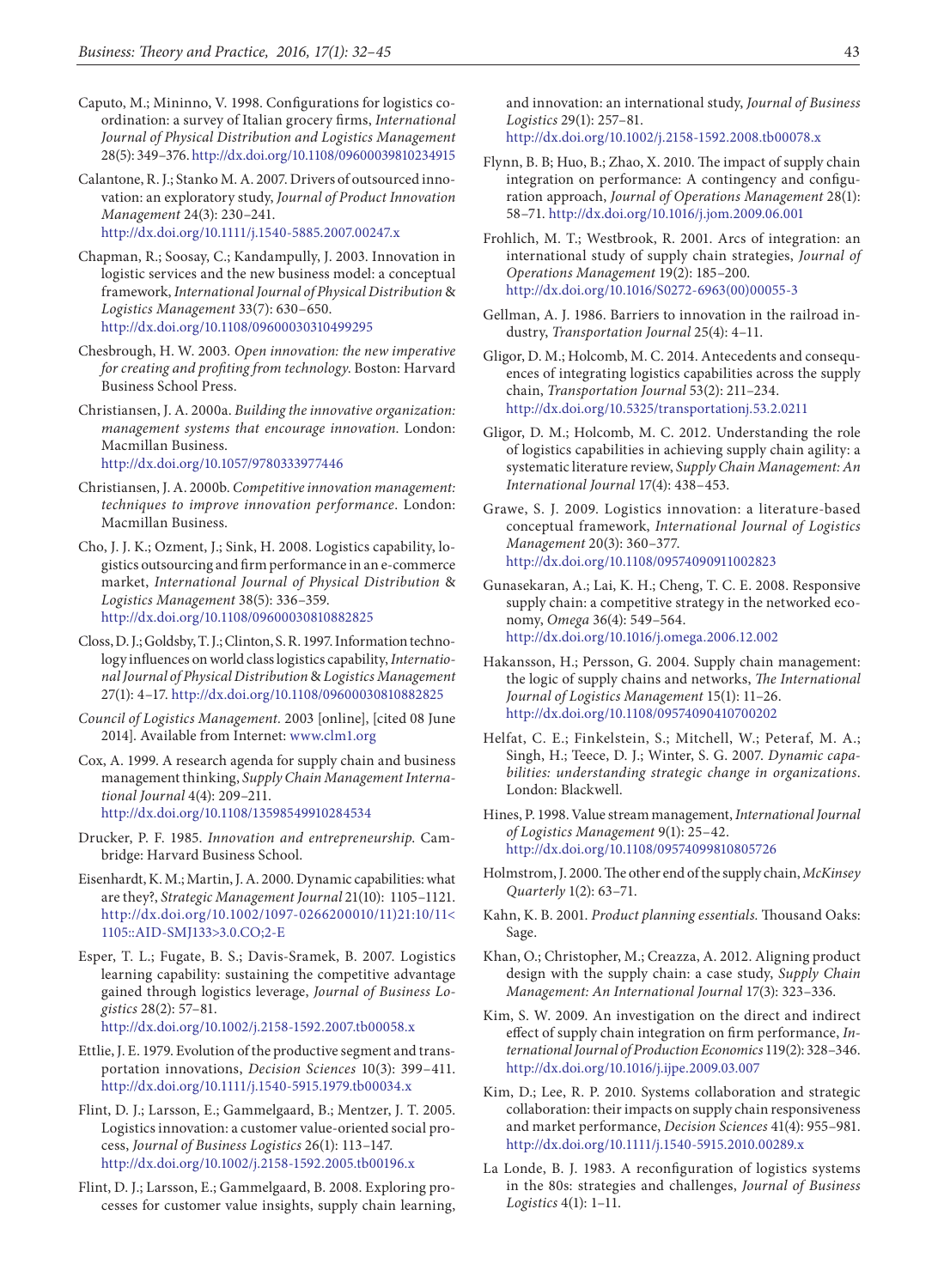Caputo, M.; Mininno, V. 1998. Configurations for logistics coordination: a survey of Italian grocery firms, *International Journal of Physical Distribution and Logistics Management* 28(5): 349–376. http://dx.doi.org/10.1108/09600039810234915

Calantone, R. J.; Stanko M. A. 2007. Drivers of outsourced innovation: an exploratory study, *Journal of Product Innovation Management* 24(3): 230–241. http://dx.doi.org/10.1111/j.1540-5885.2007.00247.x

Chapman, R.; Soosay, C.; Kandampully, J. 2003. Innovation in logistic services and the new business model: a conceptual framework, *International Journal of Physical Distribution & Logistics Management* 33(7): 630–650. http://dx.doi.org/10.1108/09600030310499295

Chesbrough, H. W. 2003. *Open innovation: the new imperative for creating and profiting from technology*. Boston: Harvard Business School Press.

Christiansen, J. A. 2000a. *Building the innovative organization: management systems that encourage innovation*. London: Macmillan Business. http://dx.doi.org/10.1057/9780333977446

Christiansen, J. A. 2000b. *Competitive innovation management: techniques to improve innovation performance*. London: Macmillan Business.

Cho, J. J. K.; Ozment, J.; Sink, H. 2008. Logistics capability, logistics outsourcing and firm performance in an e-commerce market, *International Journal of Physical Distribution & Logistics Management* 38(5): 336–359. http://dx.doi.org/10.1108/09600030810882825

Closs, D. J.; Goldsby, T. J.; Clinton, S. R. 1997. Information technology influences on world class logistics capability, *International Journal of Physical Distribution & Logistics Management* 27(1): 4–17. http://dx.doi.org/10.1108/09600030810882825

*Council of Logistics Management*. 2003 [online], [cited 08 June 2014]. Available from Internet: www.clm1.org

Cox, A. 1999. A research agenda for supply chain and business management thinking, *Supply Chain Management International Journal* 4(4): 209–211. http://dx.doi.org/10.1108/13598549910284534

Drucker, P. F. 1985. *Innovation and entrepreneurship*. Cambridge: Harvard Business School.

Eisenhardt, K. M.; Martin, J. A. 2000. Dynamic capabilities: what are they?, *Strategic Management Journal* 21(10): 1105–1121. http://dx.doi.org/10.1002/1097-0266200010/11)21:10/11<1105::AID-SMJ133>3.0.CO;2-E

Esper, T. L.; Fugate, B. S.; Davis-Sramek, B. 2007. Logistics learning capability: sustaining the competitive advantage gained through logistics leverage, *Journal of Business Logistics* 28(2): 57–81. http://dx.doi.org/10.1002/j.2158-1592.2007.tb00058.x

Ettlie, J. E. 1979. Evolution of the productive segment and transportation innovations, *Decision Sciences* 10(3): 399–411. http://dx.doi.org/10.1111/j.1540-5915.1979.tb00034.x

Flint, D. J.; Larsson, E.; Gammelgaard, B.; Mentzer, J. T. 2005. Logistics innovation: a customer value-oriented social process, *Journal of Business Logistics* 26(1): 113–147. http://dx.doi.org/10.1002/j.2158-1592.2005.tb00196.x

Flint, D. J.; Larsson, E.; Gammelgaard, B. 2008. Exploring processes for customer value insights, supply chain learning, and innovation: an international study, *Journal of Business Logistics* 29(1): 257–81. http://dx.doi.org/10.1002/j.2158-1592.2008.tb00078.x

Flynn, B. B; Huo, B.; Zhao, X. 2010. The impact of supply chain integration on performance: A contingency and configuration approach, *Journal of Operations Management* 28(1): 58–71. http://dx.doi.org/10.1016/j.jom.2009.06.001

Frohlich, M. T.; Westbrook, R. 2001. Arcs of integration: an international study of supply chain strategies, *Journal of Operations Management* 19(2): 185–200. http://dx.doi.org/10.1016/S0272-6963(00)00055-3

Gellman, A. J. 1986. Barriers to innovation in the railroad industry, *Transportation Journal* 25(4): 4–11.

Gligor, D. M.; Holcomb, M. C. 2014. Antecedents and consequences of integrating logistics capabilities across the supply chain, *Transportation Journal* 53(2): 211–234. http://dx.doi.org/10.5325/transportationj.53.2.0211

Gligor, D. M.; Holcomb, M. C. 2012. Understanding the role of logistics capabilities in achieving supply chain agility: a systematic literature review, *Supply Chain Management: An International Journal* 17(4): 438–453.

Grawe, S. J. 2009. Logistics innovation: a literature-based conceptual framework, *International Journal of Logistics Management* 20(3): 360–377. http://dx.doi.org/10.1108/09574090911002823

Gunasekaran, A.; Lai, K. H.; Cheng, T. C. E. 2008. Responsive supply chain: a competitive strategy in the networked economy, *Omega* 36(4): 549–564. http://dx.doi.org/10.1016/j.omega.2006.12.002

Hakansson, H.; Persson, G. 2004. Supply chain management: the logic of supply chains and networks, *The International Journal of Logistics Management* 15(1): 11–26. http://dx.doi.org/10.1108/09574090410700202

Helfat, C. E.; Finkelstein, S.; Mitchell, W.; Peteraf, M. A.; Singh, H.; Teece, D. J.; Winter, S. G. 2007. *Dynamic capabilities: understanding strategic change in organizations*. London: Blackwell.

Hines, P. 1998. Value stream management, *International Journal of Logistics Management* 9(1): 25–42. http://dx.doi.org/10.1108/09574099810805726

Holmstrom, J. 2000. The other end of the supply chain, *McKinsey Quarterly* 1(2): 63–71.

Kahn, K. B. 2001. *Product planning essentials*. Thousand Oaks: Sage.

Khan, O.; Christopher, M.; Creazza, A. 2012. Aligning product design with the supply chain: a case study, *Supply Chain Management: An International Journal* 17(3): 323–336.

Kim, S. W. 2009. An investigation on the direct and indirect effect of supply chain integration on firm performance, *International Journal of Production Economics* 119(2): 328–346. http://dx.doi.org/10.1016/j.ijpe.2009.03.007

Kim, D.; Lee, R. P. 2010. Systems collaboration and strategic collaboration: their impacts on supply chain responsiveness and market performance, *Decision Sciences* 41(4): 955–981. http://dx.doi.org/10.1111/j.1540-5915.2010.00289.x

La Londe, B. J. 1983. A reconfiguration of logistics systems in the 80s: strategies and challenges, *Journal of Business Logistics* 4(1): 1–11.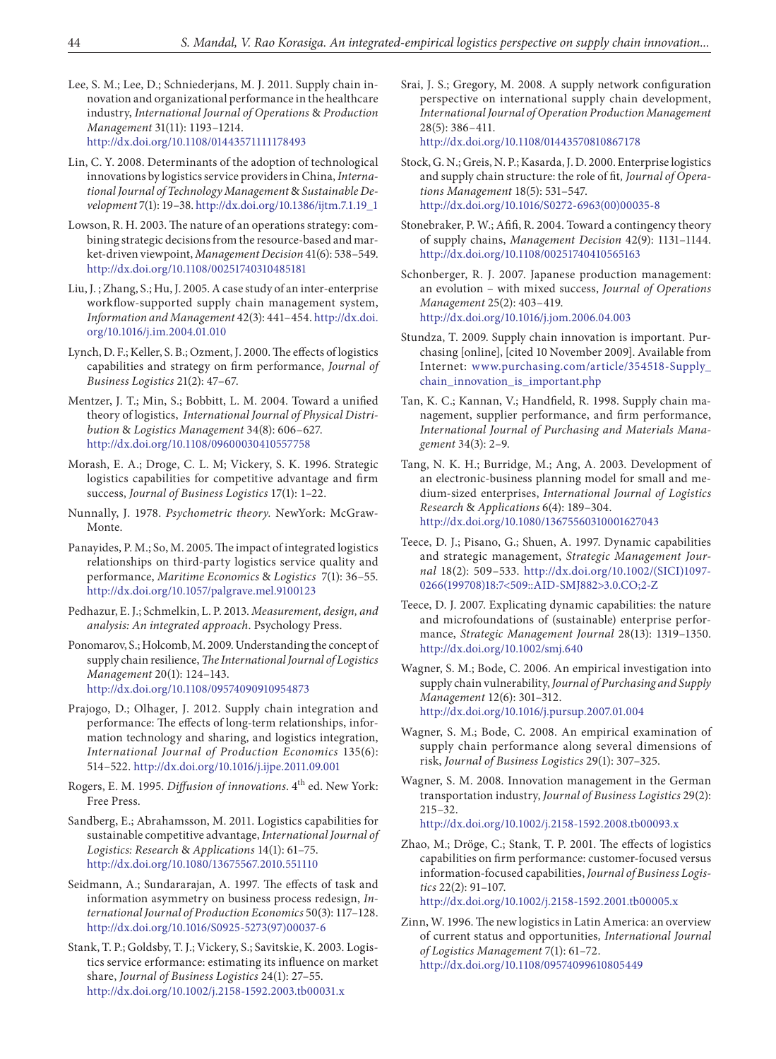Lee, S. M.; Lee, D.; Schniederjans, M. J. 2011. Supply chain innovation and organizational performance in the healthcare industry, *International Journal of Operations & Production Management* 31(11): 1193–1214. http://dx.doi.org/10.1108/01443571111178493

Lin, C. Y. 2008. Determinants of the adoption of technological innovations by logistics service providers in China, *International Journal of Technology Management & Sustainable Development* 7(1): 19–38. http://dx.doi.org/10.1386/ijtm.7.1.19_1

Lowson, R. H. 2003. The nature of an operations strategy: combining strategic decisions from the resource-based and market-driven viewpoint, *Management Decision* 41(6): 538–549. http://dx.doi.org/10.1108/00251740310485181

Liu, J. ; Zhang, S.; Hu, J. 2005. A case study of an inter-enterprise workflow-supported supply chain management system, *Information and Management* 42(3): 441–454. http://dx.doi.org/10.1016/j.im.2004.01.010

Lynch, D. F.; Keller, S. B.; Ozment, J. 2000. The effects of logistics capabilities and strategy on firm performance, *Journal of Business Logistics* 21(2): 47–67.

Mentzer, J. T.; Min, S.; Bobbitt, L. M. 2004. Toward a unified theory of logistics, *International Journal of Physical Distribution & Logistics Management* 34(8): 606–627. http://dx.doi.org/10.1108/09600030410557758

Morash, E. A.; Droge, C. L. M; Vickery, S. K. 1996. Strategic logistics capabilities for competitive advantage and firm success, *Journal of Business Logistics* 17(1): 1–22.

Nunnally, J. 1978. *Psychometric theory.* NewYork: McGraw-Monte.

Panayides, P. M.; So, M. 2005. The impact of integrated logistics relationships on third-party logistics service quality and performance, *Maritime Economics & Logistics* 7(1): 36–55. http://dx.doi.org/10.1057/palgrave.mel.9100123

Pedhazur, E. J.; Schmelkin, L. P. 2013. *Measurement, design, and analysis: An integrated approach*. Psychology Press.

Ponomarov, S.; Holcomb, M. 2009. Understanding the concept of supply chain resilience, *The International Journal of Logistics Management* 20(1): 124–143. http://dx.doi.org/10.1108/09574090910954873

Prajogo, D.; Olhager, J. 2012. Supply chain integration and performance: The effects of long-term relationships, information technology and sharing, and logistics integration, *International Journal of Production Economics* 135(6): 514–522. http://dx.doi.org/10.1016/j.ijpe.2011.09.001

Rogers, E. M. 1995. *Diffusion of innovations*. 4th ed. New York: Free Press.

Sandberg, E.; Abrahamsson, M. 2011. Logistics capabilities for sustainable competitive advantage, *International Journal of Logistics: Research & Applications* 14(1): 61–75. http://dx.doi.org/10.1080/13675567.2010.551110

Seidmann, A.; Sundararajan, A. 1997. The effects of task and information asymmetry on business process redesign, *International Journal of Production Economics* 50(3): 117–128. http://dx.doi.org/10.1016/S0925-5273(97)00037-6

Stank, T. P.; Goldsby, T. J.; Vickery, S.; Savitskie, K. 2003. Logistics service erformance: estimating its influence on market share, *Journal of Business Logistics* 24(1): 27–55. http://dx.doi.org/10.1002/j.2158-1592.2003.tb00031.x

Srai, J. S.; Gregory, M. 2008. A supply network configuration perspective on international supply chain development, *International Journal of Operation Production Management* 28(5): 386–411. http://dx.doi.org/10.1108/01443570810867178

Stock, G. N.; Greis, N. P.; Kasarda, J. D. 2000. Enterprise logistics and supply chain structure: the role of fit, *Journal of Operations Management* 18(5): 531–547. http://dx.doi.org/10.1016/S0272-6963(00)00035-8

Stonebraker, P. W.; Afifi, R. 2004. Toward a contingency theory of supply chains, *Management Decision* 42(9): 1131–1144. http://dx.doi.org/10.1108/00251740410565163

Schonberger, R. J. 2007. Japanese production management: an evolution – with mixed success, *Journal of Operations Management* 25(2): 403–419. http://dx.doi.org/10.1016/j.jom.2006.04.003

Stundza, T. 2009. Supply chain innovation is important. Purchasing [online], [cited 10 November 2009]. Available from Internet: www.purchasing.com/article/354518-Supply_chain_innovation_is_important.php

Tan, K. C.; Kannan, V.; Handfield, R. 1998. Supply chain management, supplier performance, and firm performance, *International Journal of Purchasing and Materials Management* 34(3): 2–9.

Tang, N. K. H.; Burridge, M.; Ang, A. 2003. Development of an electronic-business planning model for small and medium-sized enterprises, *International Journal of Logistics Research & Applications* 6(4): 189–304. http://dx.doi.org/10.1080/13675560310001627043

Teece, D. J.; Pisano, G.; Shuen, A. 1997. Dynamic capabilities and strategic management, *Strategic Management Journal* 18(2): 509–533. http://dx.doi.org/10.1002/(SICI)1097-0266(199708)18:7<509::AID-SMJ882>3.0.CO;2-Z

Teece, D. J. 2007. Explicating dynamic capabilities: the nature and microfoundations of (sustainable) enterprise performance, *Strategic Management Journal* 28(13): 1319–1350. http://dx.doi.org/10.1002/smj.640

Wagner, S. M.; Bode, C. 2006. An empirical investigation into supply chain vulnerability, *Journal of Purchasing and Supply Management* 12(6): 301–312. http://dx.doi.org/10.1016/j.pursup.2007.01.004

Wagner, S. M.; Bode, C. 2008. An empirical examination of supply chain performance along several dimensions of risk, *Journal of Business Logistics* 29(1): 307–325.

Wagner, S. M. 2008. Innovation management in the German transportation industry, *Journal of Business Logistics* 29(2): 215–32. http://dx.doi.org/10.1002/j.2158-1592.2008.tb00093.x

Zhao, M.; Dröge, C.; Stank, T. P. 2001. The effects of logistics capabilities on firm performance: customer-focused versus information-focused capabilities, *Journal of Business Logistics* 22(2): 91–107. http://dx.doi.org/10.1002/j.2158-1592.2001.tb00005.x

Zinn, W. 1996. The new logistics in Latin America: an overview of current status and opportunities, *International Journal of Logistics Management* 7(1): 61–72. http://dx.doi.org/10.1108/09574099610805449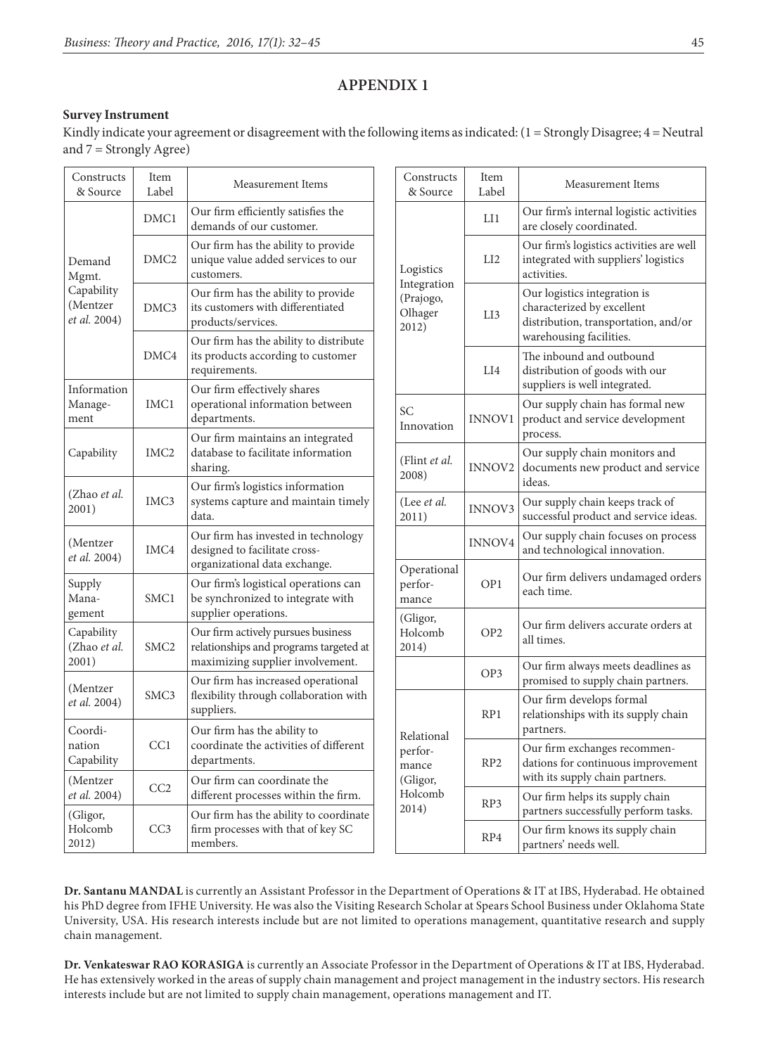# APPENDIX 1

**Survey Instrument**

Kindly indicate your agreement or disagreement with the following items as indicated: (1 = Strongly Disagree; 4 = Neutral and 7 = Strongly Agree)

| Constructs & Source | Item Label | Measurement Items |
|---|---|---|
| Demand Mgmt. Capability (Mentzer *et al.* 2004) | DMC1 | Our firm efficiently satisfies the demands of our customer. |
| | DMC2 | Our firm has the ability to provide unique value added services to our customers. |
| | DMC3 | Our firm has the ability to provide its customers with differentiated products/services. |
| | DMC4 | Our firm has the ability to distribute its products according to customer requirements. |
| Information Management | IMC1 | Our firm effectively shares operational information between departments. |
| Capability | IMC2 | Our firm maintains an integrated database to facilitate information sharing. |
| (Zhao *et al.* 2001) | IMC3 | Our firm's logistics information systems capture and maintain timely data. |
| (Mentzer *et al.* 2004) | IMC4 | Our firm has invested in technology designed to facilitate cross-organizational data exchange. |
| Supply Management | SMC1 | Our firm's logistical operations can be synchronized to integrate with supplier operations. |
| Capability (Zhao *et al.* 2001) | SMC2 | Our firm actively pursues business relationships and programs targeted at maximizing supplier involvement. |
| (Mentzer *et al.* 2004) | SMC3 | Our firm has increased operational flexibility through collaboration with suppliers. |
| Coordination Capability | CC1 | Our firm has the ability to coordinate the activities of different departments. |
| (Mentzer *et al.* 2004) | CC2 | Our firm can coordinate the different processes within the firm. |
| (Gligor, Holcomb 2012) | CC3 | Our firm has the ability to coordinate firm processes with that of key SC members. |

| Constructs & Source | Item Label | Measurement Items |
|---|---|---|
| Logistics Integration (Prajogo, Olhager 2012) | LI1 | Our firm's internal logistic activities are closely coordinated. |
| | LI2 | Our firm's logistics activities are well integrated with suppliers' logistics activities. |
| | LI3 | Our logistics integration is characterized by excellent distribution, transportation, and/or warehousing facilities. |
| | LI4 | The inbound and outbound distribution of goods with our suppliers is well integrated. |
| SC Innovation | INNOV1 | Our supply chain has formal new product and service development process. |
| (Flint *et al.* 2008) | INNOV2 | Our supply chain monitors and documents new product and service ideas. |
| (Lee *et al.* 2011) | INNOV3 | Our supply chain keeps track of successful product and service ideas. |
| | INNOV4 | Our supply chain focuses on process and technological innovation. |
| Operational performance | OP1 | Our firm delivers undamaged orders each time. |
| (Gligor, Holcomb 2014) | OP2 | Our firm delivers accurate orders at all times. |
| | OP3 | Our firm always meets deadlines as promised to supply chain partners. |
| Relational performance (Gligor, Holcomb 2014) | RP1 | Our firm develops formal relationships with its supply chain partners. |
| | RP2 | Our firm exchanges recommendations for continuous improvement with its supply chain partners. |
| | RP3 | Our firm helps its supply chain partners successfully perform tasks. |
| | RP4 | Our firm knows its supply chain partners' needs well. |

**Dr. Santanu MANDAL** is currently an Assistant Professor in the Department of Operations & IT at IBS, Hyderabad. He obtained his PhD degree from IFHE University. He was also the Visiting Research Scholar at Spears School Business under Oklahoma State University, USA. His research interests include but are not limited to operations management, quantitative research and supply chain management.

**Dr. Venkateswar RAO KORASIGA** is currently an Associate Professor in the Department of Operations & IT at IBS, Hyderabad. He has extensively worked in the areas of supply chain management and project management in the industry sectors. His research interests include but are not limited to supply chain management, operations management and IT.